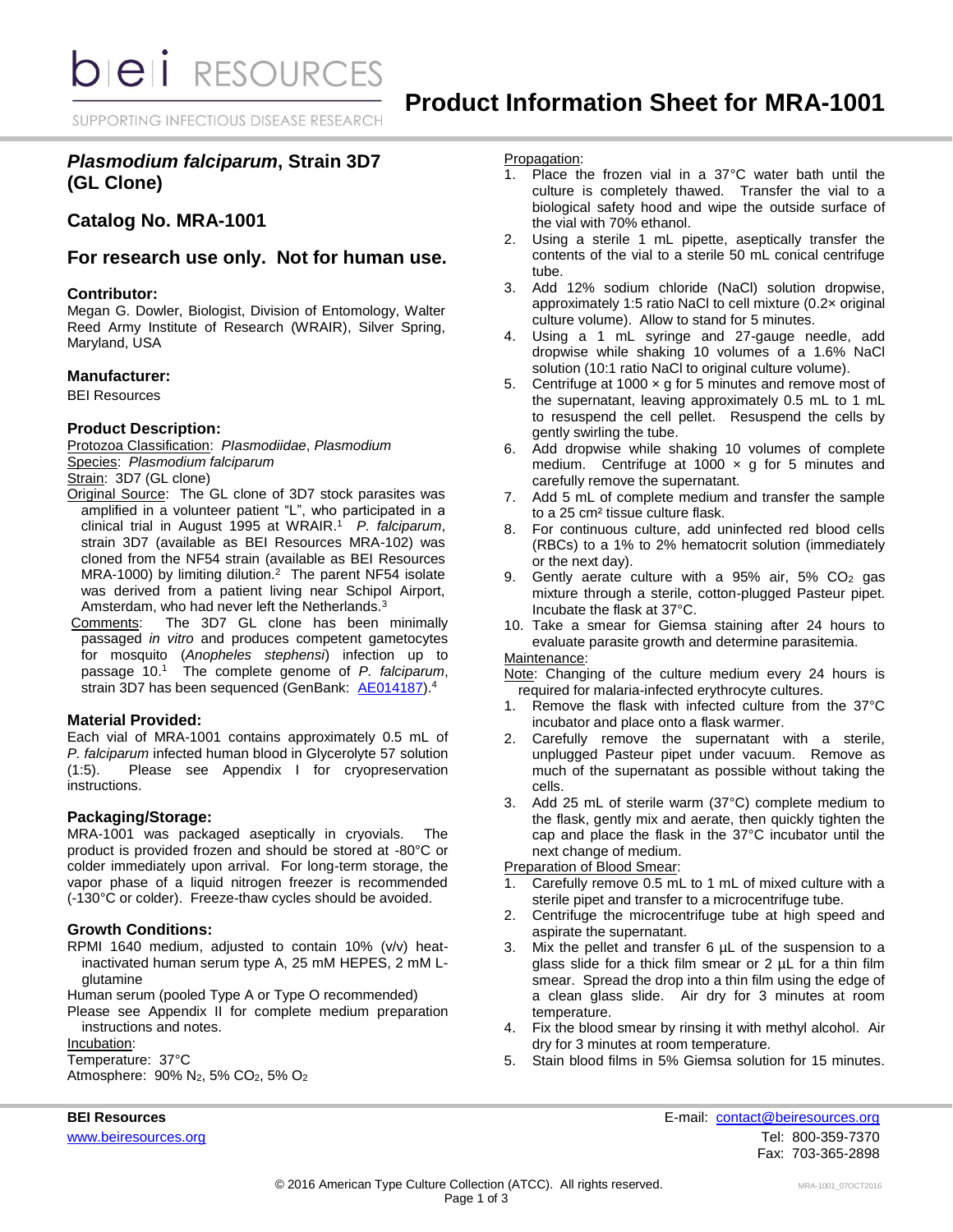# bei RESOURCES

SUPPORTING INFECTIOUS DISEASE RESEARCH

# Product Information Sheet for MRA-1001

## *Plasmodium falciparum*, Strain 3D7 (GL Clone)

## Catalog No. MRA-1001

## For research use only. Not for human use.

### Contributor:

Megan G. Dowler, Biologist, Division of Entomology, Walter Reed Army Institute of Research (WRAIR), Silver Spring, Maryland, USA

### Manufacturer:

BEI Resources

### Product Description:

Protozoa Classification: *Plasmodiidae*, *Plasmodium*

Species: *Plasmodium falciparum*

Strain: 3D7 (GL clone)

Original Source: The GL clone of 3D7 stock parasites was amplified in a volunteer patient "L", who participated in a clinical trial in August 1995 at WRAIR.[1] *P. falciparum*, strain 3D7 (available as BEI Resources MRA-102) was cloned from the NF54 strain (available as BEI Resources MRA-1000) by limiting dilution.[2] The parent NF54 isolate was derived from a patient living near Schipol Airport, Amsterdam, who had never left the Netherlands.[3]

Comments: The 3D7 GL clone has been minimally passaged *in vitro* and produces competent gametocytes for mosquito (*Anopheles stephensi*) infection up to passage 10.[1] The complete genome of *P. falciparum*, strain 3D7 has been sequenced (GenBank: AE014187).[4]

### Material Provided:

Each vial of MRA-1001 contains approximately 0.5 mL of *P. falciparum* infected human blood in Glycerolyte 57 solution (1:5). Please see Appendix I for cryopreservation instructions.

### Packaging/Storage:

MRA-1001 was packaged aseptically in cryovials. The product is provided frozen and should be stored at -80°C or colder immediately upon arrival. For long-term storage, the vapor phase of a liquid nitrogen freezer is recommended (-130°C or colder). Freeze-thaw cycles should be avoided.

### Growth Conditions:

RPMI 1640 medium, adjusted to contain 10% (v/v) heat-inactivated human serum type A, 25 mM HEPES, 2 mM L-glutamine

Human serum (pooled Type A or Type O recommended)

Please see Appendix II for complete medium preparation instructions and notes.

Incubation:

Temperature: 37°C

Atmosphere: 90% $N_2$, 5% $CO_2$, 5% $O_2$

Propagation:

1. Place the frozen vial in a 37°C water bath until the culture is completely thawed. Transfer the vial to a biological safety hood and wipe the outside surface of the vial with 70% ethanol.
2. Using a sterile 1 mL pipette, aseptically transfer the contents of the vial to a sterile 50 mL conical centrifuge tube.
3. Add 12% sodium chloride (NaCl) solution dropwise, approximately 1:5 ratio NaCl to cell mixture (0.2× original culture volume). Allow to stand for 5 minutes.
4. Using a 1 mL syringe and 27-gauge needle, add dropwise while shaking 10 volumes of a 1.6% NaCl solution (10:1 ratio NaCl to original culture volume).
5. Centrifuge at 1000 × g for 5 minutes and remove most of the supernatant, leaving approximately 0.5 mL to 1 mL to resuspend the cell pellet. Resuspend the cells by gently swirling the tube.
6. Add dropwise while shaking 10 volumes of complete medium. Centrifuge at 1000 × g for 5 minutes and carefully remove the supernatant.
7. Add 5 mL of complete medium and transfer the sample to a 25 cm² tissue culture flask.
8. For continuous culture, add uninfected red blood cells (RBCs) to a 1% to 2% hematocrit solution (immediately or the next day).
9. Gently aerate culture with a 95% air, 5% $CO_2$ gas mixture through a sterile, cotton-plugged Pasteur pipet. Incubate the flask at 37°C.
10. Take a smear for Giemsa staining after 24 hours to evaluate parasite growth and determine parasitemia.

Maintenance:

Note: Changing of the culture medium every 24 hours is required for malaria-infected erythrocyte cultures.

1. Remove the flask with infected culture from the 37°C incubator and place onto a flask warmer.
2. Carefully remove the supernatant with a sterile, unplugged Pasteur pipet under vacuum. Remove as much of the supernatant as possible without taking the cells.
3. Add 25 mL of sterile warm (37°C) complete medium to the flask, gently mix and aerate, then quickly tighten the cap and place the flask in the 37°C incubator until the next change of medium.

Preparation of Blood Smear:

1. Carefully remove 0.5 mL to 1 mL of mixed culture with a sterile pipet and transfer to a microcentrifuge tube.
2. Centrifuge the microcentrifuge tube at high speed and aspirate the supernatant.
3. Mix the pellet and transfer 6 µL of the suspension to a glass slide for a thick film smear or 2 µL for a thin film smear. Spread the drop into a thin film using the edge of a clean glass slide. Air dry for 3 minutes at room temperature.
4. Fix the blood smear by rinsing it with methyl alcohol. Air dry for 3 minutes at room temperature.
5. Stain blood films in 5% Giemsa solution for 15 minutes.

**BEI Resources**
www.beiresources.org

E-mail: contact@beiresources.org
Tel: 800-359-7370
Fax: 703-365-2898

© 2016 American Type Culture Collection (ATCC). All rights reserved.

MRA-1001_07OCT2016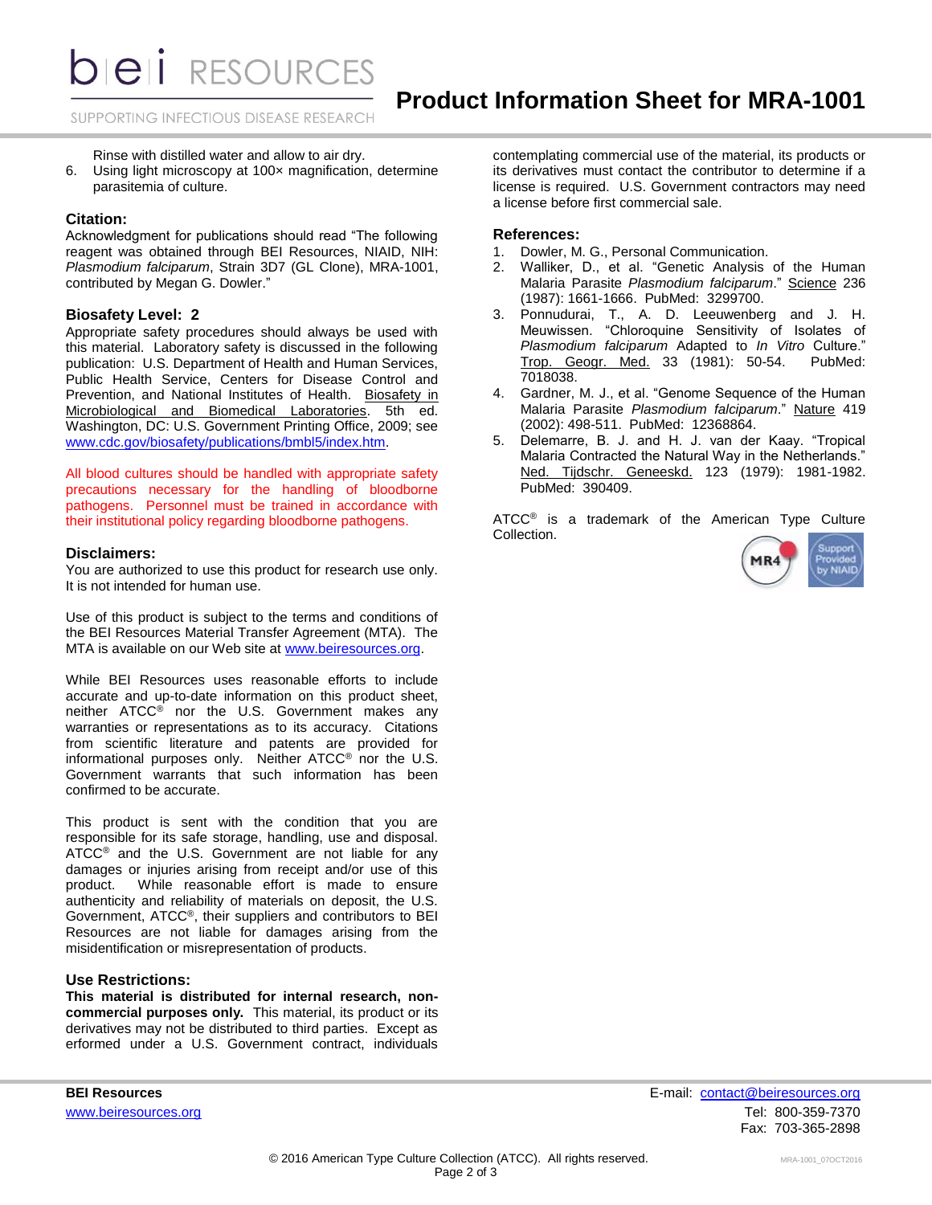Rinse with distilled water and allow to air dry.

6. Using light microscopy at 100× magnification, determine parasitemia of culture.

### Citation:

Acknowledgment for publications should read "The following reagent was obtained through BEI Resources, NIAID, NIH: *Plasmodium falciparum*, Strain 3D7 (GL Clone), MRA-1001, contributed by Megan G. Dowler."

### Biosafety Level: 2

Appropriate safety procedures should always be used with this material. Laboratory safety is discussed in the following publication: U.S. Department of Health and Human Services, Public Health Service, Centers for Disease Control and Prevention, and National Institutes of Health. Biosafety in Microbiological and Biomedical Laboratories. 5th ed. Washington, DC: U.S. Government Printing Office, 2009; see www.cdc.gov/biosafety/publications/bmbl5/index.htm.

All blood cultures should be handled with appropriate safety precautions necessary for the handling of bloodborne pathogens. Personnel must be trained in accordance with their institutional policy regarding bloodborne pathogens.

### Disclaimers:

You are authorized to use this product for research use only. It is not intended for human use.

Use of this product is subject to the terms and conditions of the BEI Resources Material Transfer Agreement (MTA). The MTA is available on our Web site at www.beiresources.org.

While BEI Resources uses reasonable efforts to include accurate and up-to-date information on this product sheet, neither ATCC® nor the U.S. Government makes any warranties or representations as to its accuracy. Citations from scientific literature and patents are provided for informational purposes only. Neither ATCC® nor the U.S. Government warrants that such information has been confirmed to be accurate.

This product is sent with the condition that you are responsible for its safe storage, handling, use and disposal. ATCC® and the U.S. Government are not liable for any damages or injuries arising from receipt and/or use of this product. While reasonable effort is made to ensure authenticity and reliability of materials on deposit, the U.S. Government, ATCC®, their suppliers and contributors to BEI Resources are not liable for damages arising from the misidentification or misrepresentation of products.

### Use Restrictions:

**This material is distributed for internal research, non-commercial purposes only.** This material, its product or its derivatives may not be distributed to third parties. Except as erformed under a U.S. Government contract, individuals contemplating commercial use of the material, its products or its derivatives must contact the contributor to determine if a license is required. U.S. Government contractors may need a license before first commercial sale.

### References:

1. Dowler, M. G., Personal Communication.
2. Walliker, D., et al. "Genetic Analysis of the Human Malaria Parasite *Plasmodium falciparum*." Science 236 (1987): 1661-1666. PubMed: 3299700.
3. Ponnudurai, T., A. D. Leeuwenberg and J. H. Meuwissen. "Chloroquine Sensitivity of Isolates of *Plasmodium falciparum* Adapted to *In Vitro* Culture." Trop. Geogr. Med. 33 (1981): 50-54. PubMed: 7018038.
4. Gardner, M. J., et al. "Genome Sequence of the Human Malaria Parasite *Plasmodium falciparum*." Nature 419 (2002): 498-511. PubMed: 12368864.
5. Delemarre, B. J. and H. J. van der Kaay. "Tropical Malaria Contracted the Natural Way in the Netherlands." Ned. Tijdschr. Geneeskd. 123 (1979): 1981-1982. PubMed: 390409.

ATCC® is a trademark of the American Type Culture Collection.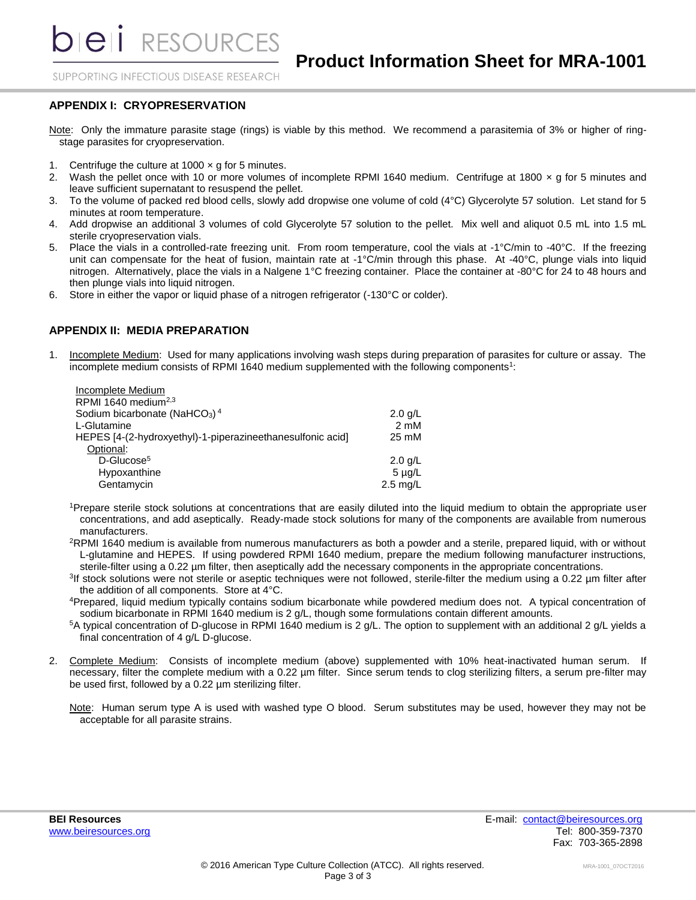## APPENDIX I: CRYOPRESERVATION

Note: Only the immature parasite stage (rings) is viable by this method. We recommend a parasitemia of 3% or higher of ring-stage parasites for cryopreservation.

1. Centrifuge the culture at 1000 × g for 5 minutes.
2. Wash the pellet once with 10 or more volumes of incomplete RPMI 1640 medium. Centrifuge at 1800 × g for 5 minutes and leave sufficient supernatant to resuspend the pellet.
3. To the volume of packed red blood cells, slowly add dropwise one volume of cold (4°C) Glycerolyte 57 solution. Let stand for 5 minutes at room temperature.
4. Add dropwise an additional 3 volumes of cold Glycerolyte 57 solution to the pellet. Mix well and aliquot 0.5 mL into 1.5 mL sterile cryopreservation vials.
5. Place the vials in a controlled-rate freezing unit. From room temperature, cool the vials at -1°C/min to -40°C. If the freezing unit can compensate for the heat of fusion, maintain rate at -1°C/min through this phase. At -40°C, plunge vials into liquid nitrogen. Alternatively, place the vials in a Nalgene 1°C freezing container. Place the container at -80°C for 24 to 48 hours and then plunge vials into liquid nitrogen.
6. Store in either the vapor or liquid phase of a nitrogen refrigerator (-130°C or colder).

## APPENDIX II: MEDIA PREPARATION

1. Incomplete Medium: Used for many applications involving wash steps during preparation of parasites for culture or assay. The incomplete medium consists of RPMI 1640 medium supplemented with the following components[1]:

| Incomplete Medium | |
|---|---|
| RPMI 1640 medium[2,3] | |
| Sodium bicarbonate ($NaHCO_3$)[4] | 2.0 g/L |
| L-Glutamine | 2 mM |
| HEPES [4-(2-hydroxyethyl)-1-piperazineethanesulfonic acid] | 25 mM |
| Optional: | |
| D-Glucose[5] | 2.0 g/L |
| Hypoxanthine | 5 µg/L |
| Gentamycin | 2.5 mg/L |

[1]Prepare sterile stock solutions at concentrations that are easily diluted into the liquid medium to obtain the appropriate user concentrations, and add aseptically. Ready-made stock solutions for many of the components are available from numerous manufacturers.

[2]RPMI 1640 medium is available from numerous manufacturers as both a powder and a sterile, prepared liquid, with or without L-glutamine and HEPES. If using powdered RPMI 1640 medium, prepare the medium following manufacturer instructions, sterile-filter using a 0.22 µm filter, then aseptically add the necessary components in the appropriate concentrations.

[3]If stock solutions were not sterile or aseptic techniques were not followed, sterile-filter the medium using a 0.22 µm filter after the addition of all components. Store at 4°C.

[4]Prepared, liquid medium typically contains sodium bicarbonate while powdered medium does not. A typical concentration of sodium bicarbonate in RPMI 1640 medium is 2 g/L, though some formulations contain different amounts.

[5]A typical concentration of D-glucose in RPMI 1640 medium is 2 g/L. The option to supplement with an additional 2 g/L yields a final concentration of 4 g/L D-glucose.

2. Complete Medium: Consists of incomplete medium (above) supplemented with 10% heat-inactivated human serum. If necessary, filter the complete medium with a 0.22 µm filter. Since serum tends to clog sterilizing filters, a serum pre-filter may be used first, followed by a 0.22 µm sterilizing filter.

   Note: Human serum type A is used with washed type O blood. Serum substitutes may be used, however they may not be acceptable for all parasite strains.

**BEI Resources**
www.beiresources.org

E-mail: contact@beiresources.org
Tel: 800-359-7370
Fax: 703-365-2898

© 2016 American Type Culture Collection (ATCC). All rights reserved.

MRA-1001_07OCT2016